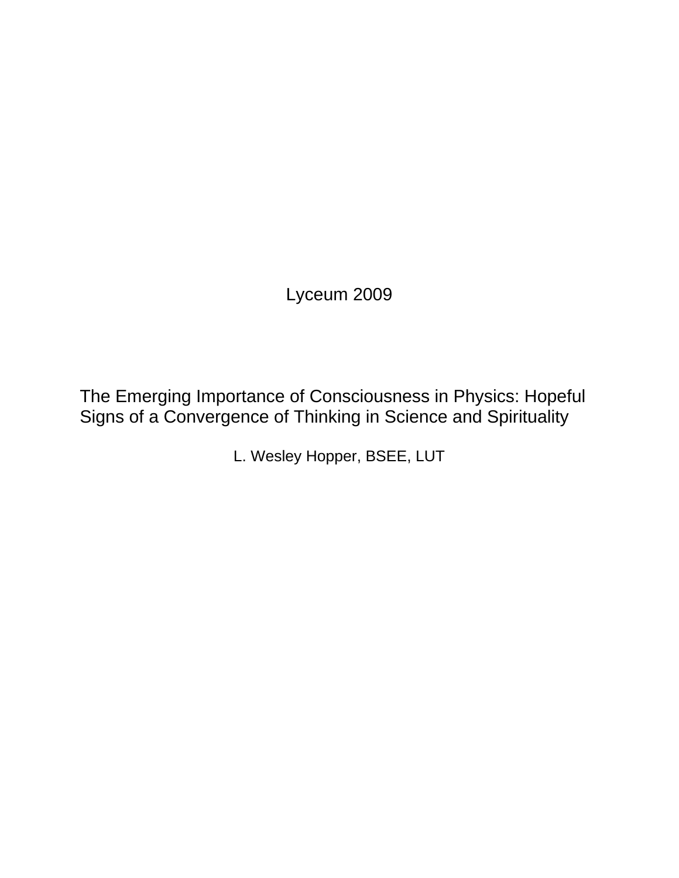Lyceum 2009

# The Emerging Importance of Consciousness in Physics: Hopeful Signs of a Convergence of Thinking in Science and Spirituality

L. Wesley Hopper, BSEE, LUT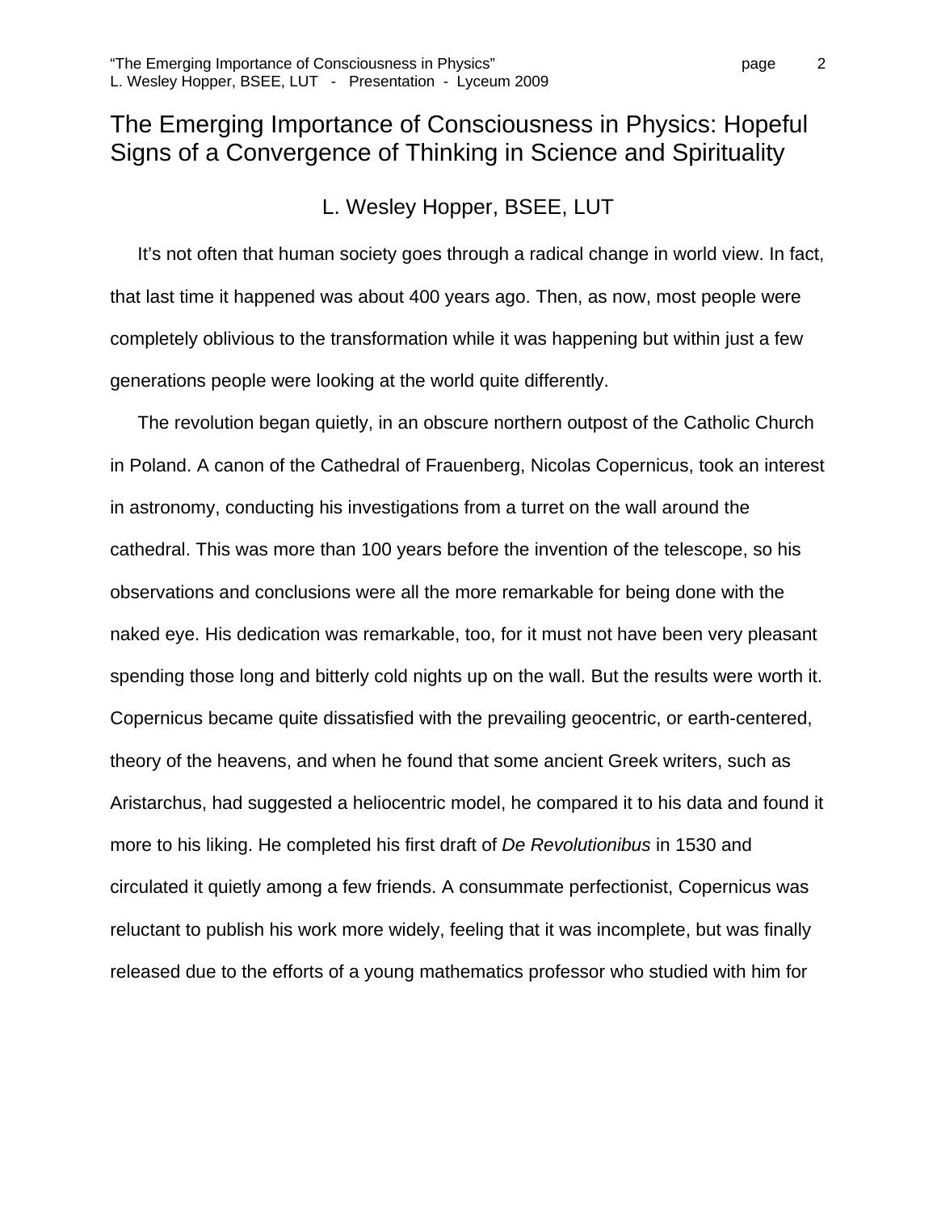# The Emerging Importance of Consciousness in Physics: Hopeful Signs of a Convergence of Thinking in Science and Spirituality

L. Wesley Hopper, BSEE, LUT

It's not often that human society goes through a radical change in world view. In fact, that last time it happened was about 400 years ago. Then, as now, most people were completely oblivious to the transformation while it was happening but within just a few generations people were looking at the world quite differently.

The revolution began quietly, in an obscure northern outpost of the Catholic Church in Poland. A canon of the Cathedral of Frauenberg, Nicolas Copernicus, took an interest in astronomy, conducting his investigations from a turret on the wall around the cathedral. This was more than 100 years before the invention of the telescope, so his observations and conclusions were all the more remarkable for being done with the naked eye. His dedication was remarkable, too, for it must not have been very pleasant spending those long and bitterly cold nights up on the wall. But the results were worth it. Copernicus became quite dissatisfied with the prevailing geocentric, or earth-centered, theory of the heavens, and when he found that some ancient Greek writers, such as Aristarchus, had suggested a heliocentric model, he compared it to his data and found it more to his liking. He completed his first draft of *De Revolutionibus* in 1530 and circulated it quietly among a few friends. A consummate perfectionist, Copernicus was reluctant to publish his work more widely, feeling that it was incomplete, but was finally released due to the efforts of a young mathematics professor who studied with him for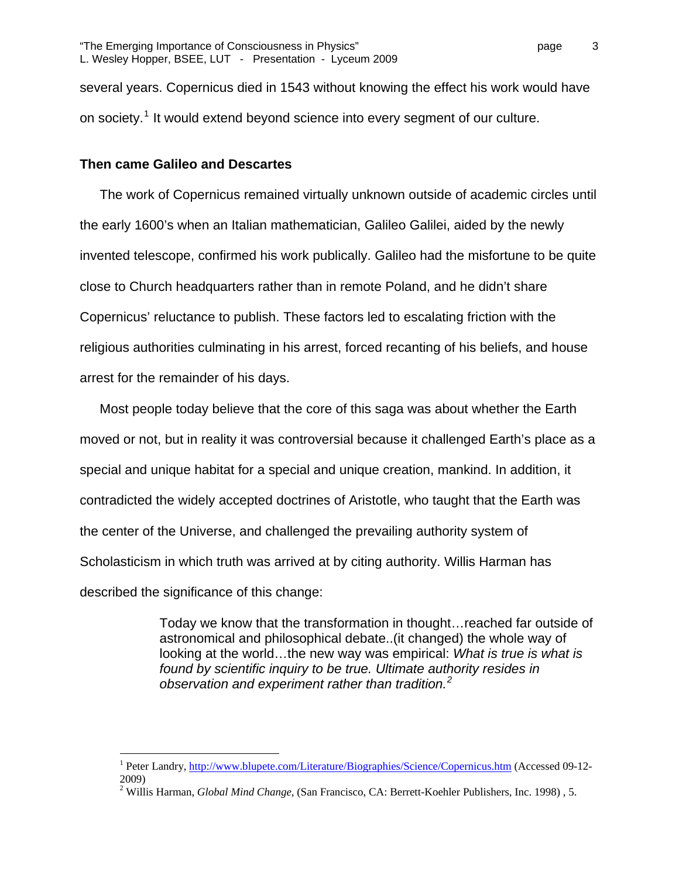several years. Copernicus died in 1543 without knowing the effect his work would have on society.[1] It would extend beyond science into every segment of our culture.

**Then came Galileo and Descartes**

The work of Copernicus remained virtually unknown outside of academic circles until the early 1600's when an Italian mathematician, Galileo Galilei, aided by the newly invented telescope, confirmed his work publically. Galileo had the misfortune to be quite close to Church headquarters rather than in remote Poland, and he didn't share Copernicus' reluctance to publish. These factors led to escalating friction with the religious authorities culminating in his arrest, forced recanting of his beliefs, and house arrest for the remainder of his days.

Most people today believe that the core of this saga was about whether the Earth moved or not, but in reality it was controversial because it challenged Earth's place as a special and unique habitat for a special and unique creation, mankind. In addition, it contradicted the widely accepted doctrines of Aristotle, who taught that the Earth was the center of the Universe, and challenged the prevailing authority system of Scholasticism in which truth was arrived at by citing authority. Willis Harman has described the significance of this change:

> Today we know that the transformation in thought…reached far outside of astronomical and philosophical debate..(it changed) the whole way of looking at the world…the new way was empirical: *What is true is what is found by scientific inquiry to be true. Ultimate authority resides in observation and experiment rather than tradition.*[2]

---

[1] Peter Landry, http://www.blupete.com/Literature/Biographies/Science/Copernicus.htm (Accessed 09-12-2009)

[2] Willis Harman, *Global Mind Change*, (San Francisco, CA: Berrett-Koehler Publishers, Inc. 1998) , 5.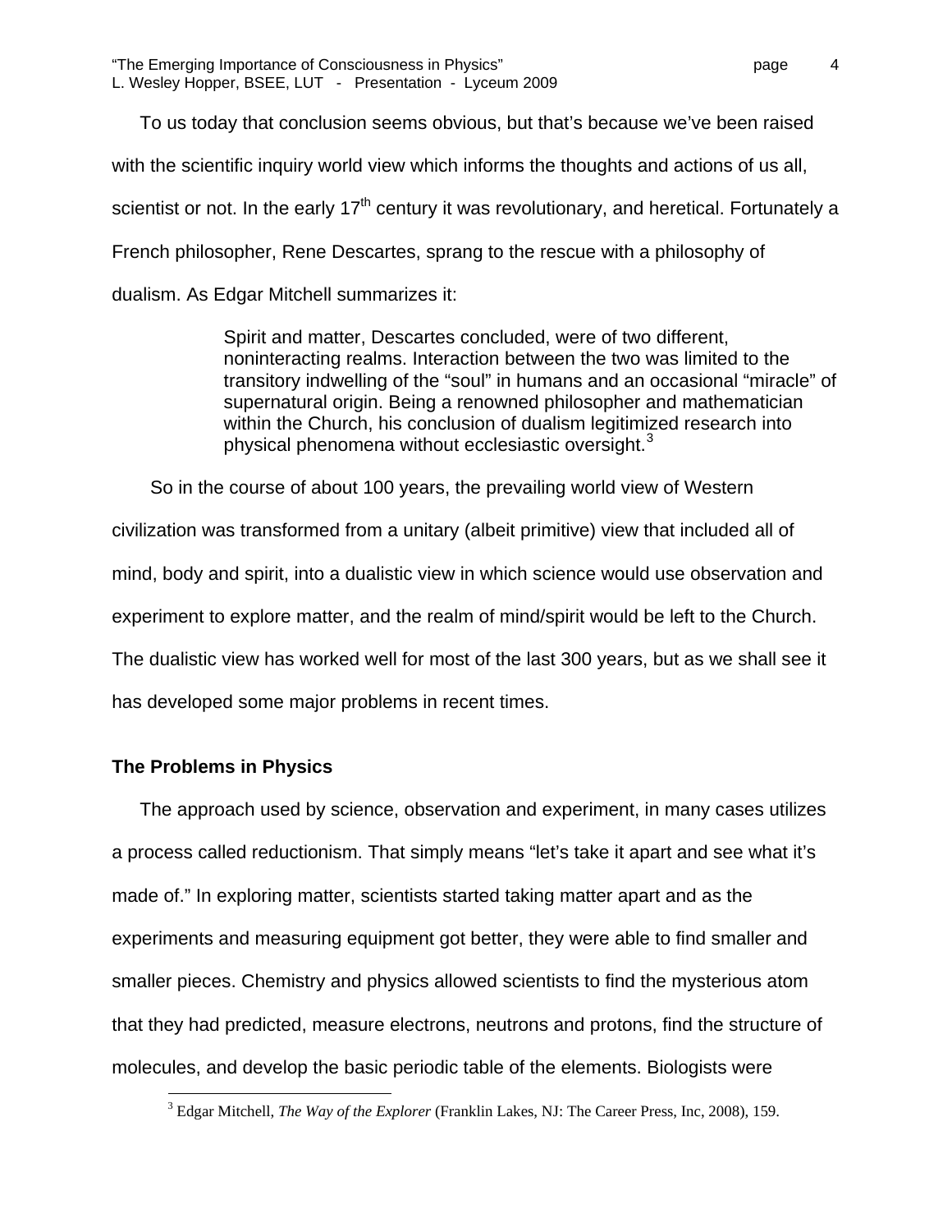To us today that conclusion seems obvious, but that's because we've been raised with the scientific inquiry world view which informs the thoughts and actions of us all, scientist or not. In the early 17th century it was revolutionary, and heretical. Fortunately a French philosopher, Rene Descartes, sprang to the rescue with a philosophy of dualism. As Edgar Mitchell summarizes it:

> Spirit and matter, Descartes concluded, were of two different, noninteracting realms. Interaction between the two was limited to the transitory indwelling of the "soul" in humans and an occasional "miracle" of supernatural origin. Being a renowned philosopher and mathematician within the Church, his conclusion of dualism legitimized research into physical phenomena without ecclesiastic oversight.[3]

So in the course of about 100 years, the prevailing world view of Western civilization was transformed from a unitary (albeit primitive) view that included all of mind, body and spirit, into a dualistic view in which science would use observation and experiment to explore matter, and the realm of mind/spirit would be left to the Church. The dualistic view has worked well for most of the last 300 years, but as we shall see it has developed some major problems in recent times.

### The Problems in Physics

The approach used by science, observation and experiment, in many cases utilizes a process called reductionism. That simply means "let's take it apart and see what it's made of." In exploring matter, scientists started taking matter apart and as the experiments and measuring equipment got better, they were able to find smaller and smaller pieces. Chemistry and physics allowed scientists to find the mysterious atom that they had predicted, measure electrons, neutrons and protons, find the structure of molecules, and develop the basic periodic table of the elements. Biologists were

---

[3] Edgar Mitchell, *The Way of the Explorer* (Franklin Lakes, NJ: The Career Press, Inc, 2008), 159.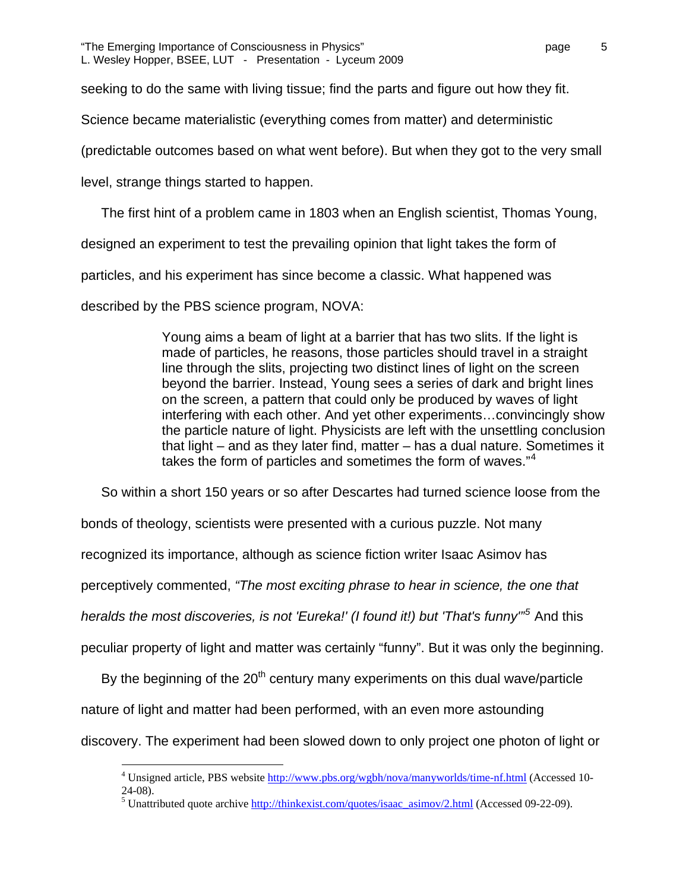seeking to do the same with living tissue; find the parts and figure out how they fit. Science became materialistic (everything comes from matter) and deterministic (predictable outcomes based on what went before). But when they got to the very small level, strange things started to happen.

The first hint of a problem came in 1803 when an English scientist, Thomas Young, designed an experiment to test the prevailing opinion that light takes the form of particles, and his experiment has since become a classic. What happened was described by the PBS science program, NOVA:

> Young aims a beam of light at a barrier that has two slits. If the light is made of particles, he reasons, those particles should travel in a straight line through the slits, projecting two distinct lines of light on the screen beyond the barrier. Instead, Young sees a series of dark and bright lines on the screen, a pattern that could only be produced by waves of light interfering with each other. And yet other experiments…convincingly show the particle nature of light. Physicists are left with the unsettling conclusion that light – and as they later find, matter – has a dual nature. Sometimes it takes the form of particles and sometimes the form of waves."[4]

So within a short 150 years or so after Descartes had turned science loose from the bonds of theology, scientists were presented with a curious puzzle. Not many recognized its importance, although as science fiction writer Isaac Asimov has perceptively commented, *"The most exciting phrase to hear in science, the one that heralds the most discoveries, is not 'Eureka!' (I found it!) but 'That's funny'"*[5] And this peculiar property of light and matter was certainly "funny". But it was only the beginning.

By the beginning of the 20th century many experiments on this dual wave/particle nature of light and matter had been performed, with an even more astounding discovery. The experiment had been slowed down to only project one photon of light or

---

[4] Unsigned article, PBS website http://www.pbs.org/wgbh/nova/manyworlds/time-nf.html (Accessed 10-24-08).

[5] Unattributed quote archive http://thinkexist.com/quotes/isaac_asimov/2.html (Accessed 09-22-09).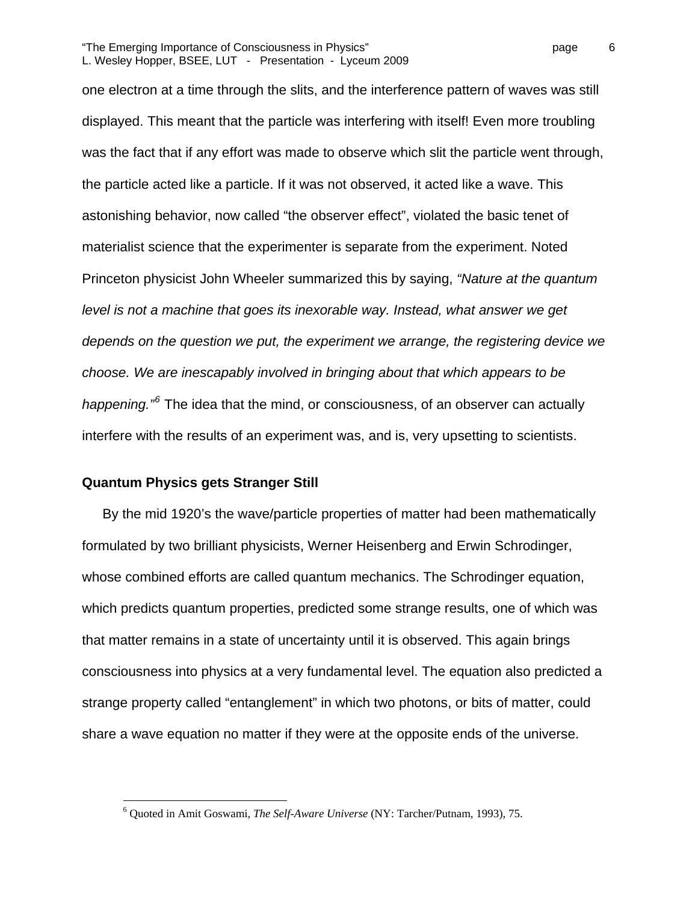one electron at a time through the slits, and the interference pattern of waves was still displayed. This meant that the particle was interfering with itself! Even more troubling was the fact that if any effort was made to observe which slit the particle went through, the particle acted like a particle. If it was not observed, it acted like a wave. This astonishing behavior, now called "the observer effect", violated the basic tenet of materialist science that the experimenter is separate from the experiment. Noted Princeton physicist John Wheeler summarized this by saying, *"Nature at the quantum level is not a machine that goes its inexorable way. Instead, what answer we get depends on the question we put, the experiment we arrange, the registering device we choose. We are inescapably involved in bringing about that which appears to be happening."*[6] The idea that the mind, or consciousness, of an observer can actually interfere with the results of an experiment was, and is, very upsetting to scientists.

**Quantum Physics gets Stranger Still**

By the mid 1920's the wave/particle properties of matter had been mathematically formulated by two brilliant physicists, Werner Heisenberg and Erwin Schrodinger, whose combined efforts are called quantum mechanics. The Schrodinger equation, which predicts quantum properties, predicted some strange results, one of which was that matter remains in a state of uncertainty until it is observed. This again brings consciousness into physics at a very fundamental level. The equation also predicted a strange property called "entanglement" in which two photons, or bits of matter, could share a wave equation no matter if they were at the opposite ends of the universe.

---

[6] Quoted in Amit Goswami, *The Self-Aware Universe* (NY: Tarcher/Putnam, 1993), 75.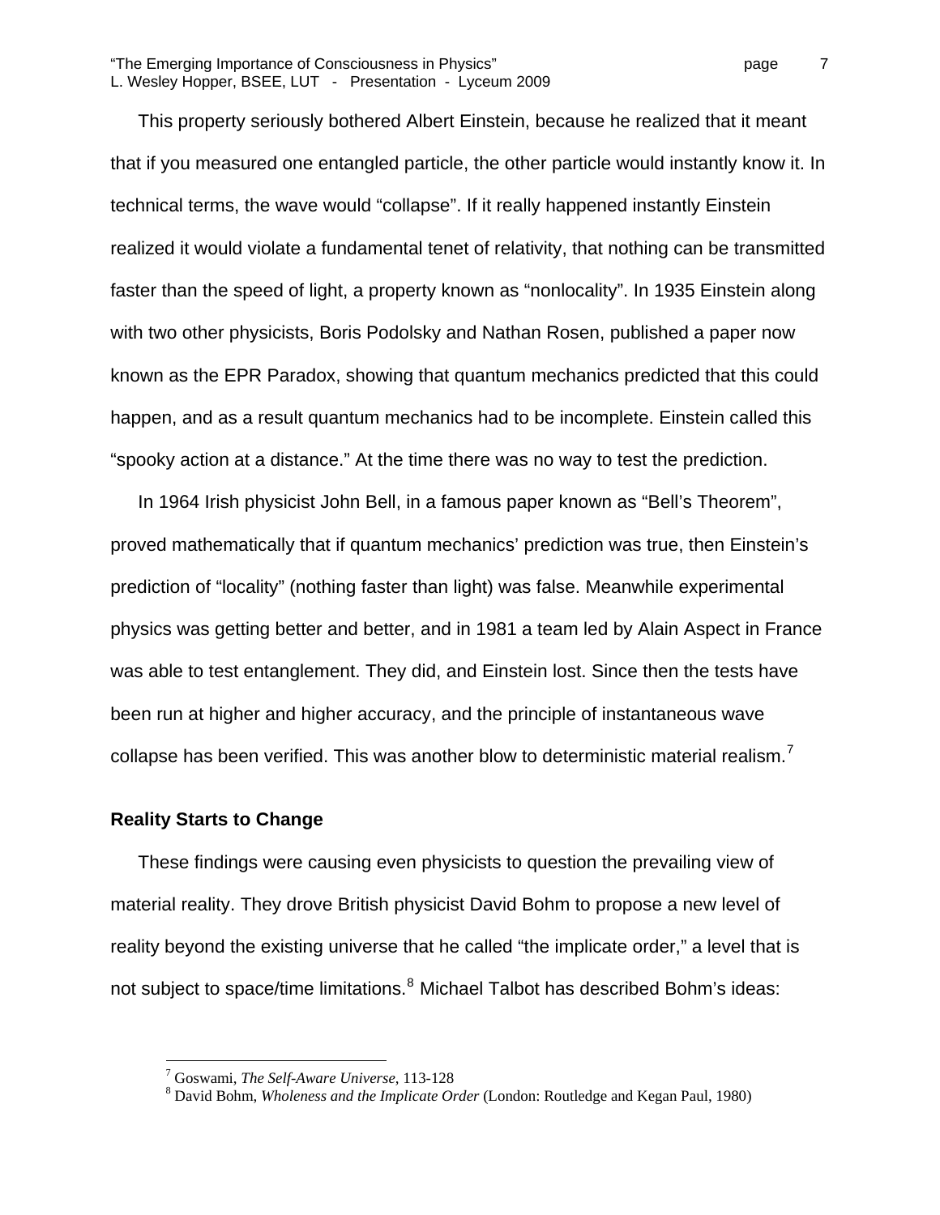This property seriously bothered Albert Einstein, because he realized that it meant that if you measured one entangled particle, the other particle would instantly know it. In technical terms, the wave would "collapse". If it really happened instantly Einstein realized it would violate a fundamental tenet of relativity, that nothing can be transmitted faster than the speed of light, a property known as "nonlocality". In 1935 Einstein along with two other physicists, Boris Podolsky and Nathan Rosen, published a paper now known as the EPR Paradox, showing that quantum mechanics predicted that this could happen, and as a result quantum mechanics had to be incomplete. Einstein called this "spooky action at a distance." At the time there was no way to test the prediction.

In 1964 Irish physicist John Bell, in a famous paper known as "Bell's Theorem", proved mathematically that if quantum mechanics' prediction was true, then Einstein's prediction of "locality" (nothing faster than light) was false. Meanwhile experimental physics was getting better and better, and in 1981 a team led by Alain Aspect in France was able to test entanglement. They did, and Einstein lost. Since then the tests have been run at higher and higher accuracy, and the principle of instantaneous wave collapse has been verified. This was another blow to deterministic material realism.[7]

## Reality Starts to Change

These findings were causing even physicists to question the prevailing view of material reality. They drove British physicist David Bohm to propose a new level of reality beyond the existing universe that he called "the implicate order," a level that is not subject to space/time limitations.[8] Michael Talbot has described Bohm's ideas:

---

[7] Goswami, *The Self-Aware Universe*, 113-128

[8] David Bohm, *Wholeness and the Implicate Order* (London: Routledge and Kegan Paul, 1980)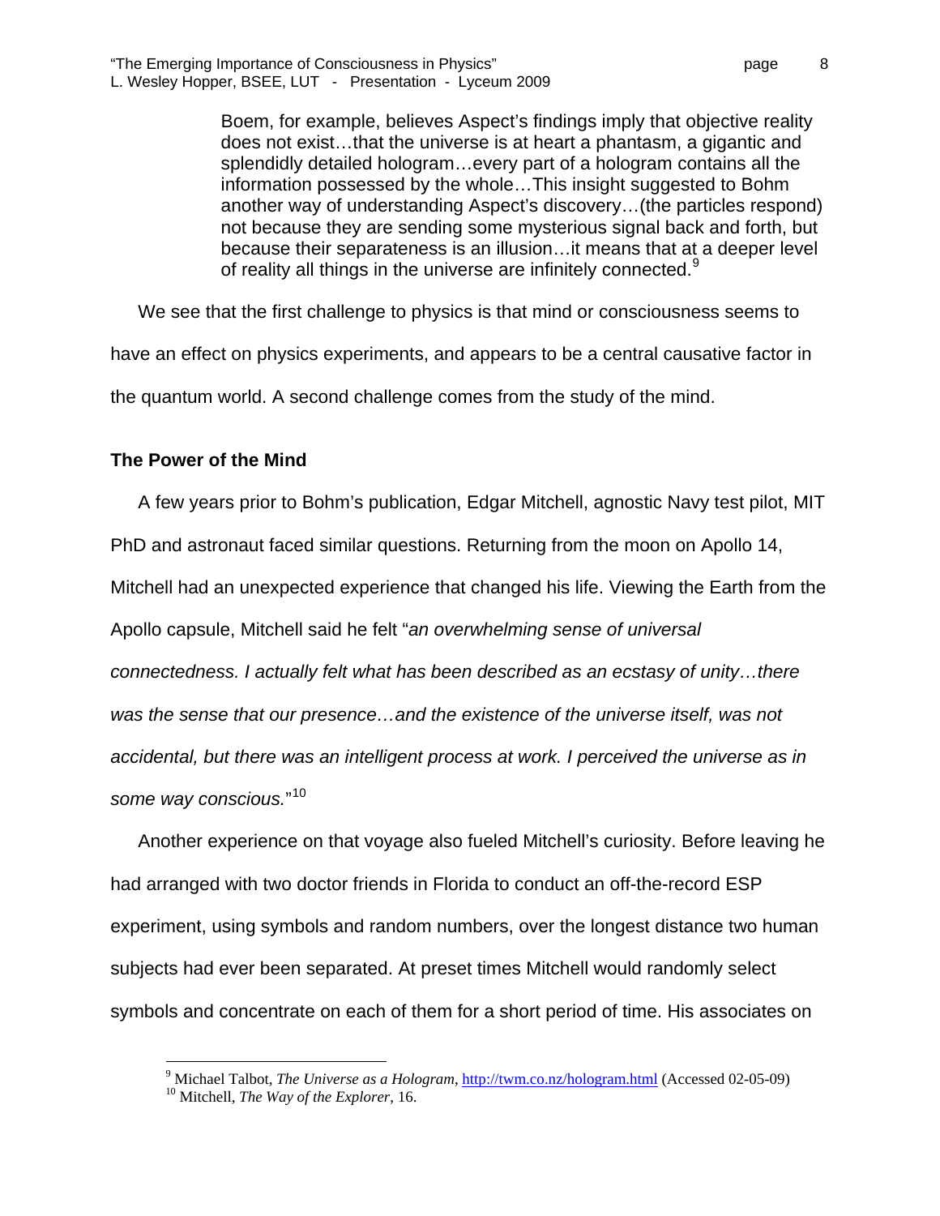> Boem, for example, believes Aspect's findings imply that objective reality does not exist…that the universe is at heart a phantasm, a gigantic and splendidly detailed hologram…every part of a hologram contains all the information possessed by the whole…This insight suggested to Bohm another way of understanding Aspect's discovery…(the particles respond) not because they are sending some mysterious signal back and forth, but because their separateness is an illusion…it means that at a deeper level of reality all things in the universe are infinitely connected.[9]

We see that the first challenge to physics is that mind or consciousness seems to have an effect on physics experiments, and appears to be a central causative factor in the quantum world. A second challenge comes from the study of the mind.

**The Power of the Mind**

A few years prior to Bohm's publication, Edgar Mitchell, agnostic Navy test pilot, MIT PhD and astronaut faced similar questions. Returning from the moon on Apollo 14, Mitchell had an unexpected experience that changed his life. Viewing the Earth from the Apollo capsule, Mitchell said he felt "*an overwhelming sense of universal connectedness. I actually felt what has been described as an ecstasy of unity…there was the sense that our presence…and the existence of the universe itself, was not accidental, but there was an intelligent process at work. I perceived the universe as in some way conscious.*"[10]

Another experience on that voyage also fueled Mitchell's curiosity. Before leaving he had arranged with two doctor friends in Florida to conduct an off-the-record ESP experiment, using symbols and random numbers, over the longest distance two human subjects had ever been separated. At preset times Mitchell would randomly select symbols and concentrate on each of them for a short period of time. His associates on

---

[9] Michael Talbot, *The Universe as a Hologram*, http://twm.co.nz/hologram.html (Accessed 02-05-09)

[10] Mitchell, *The Way of the Explorer*, 16.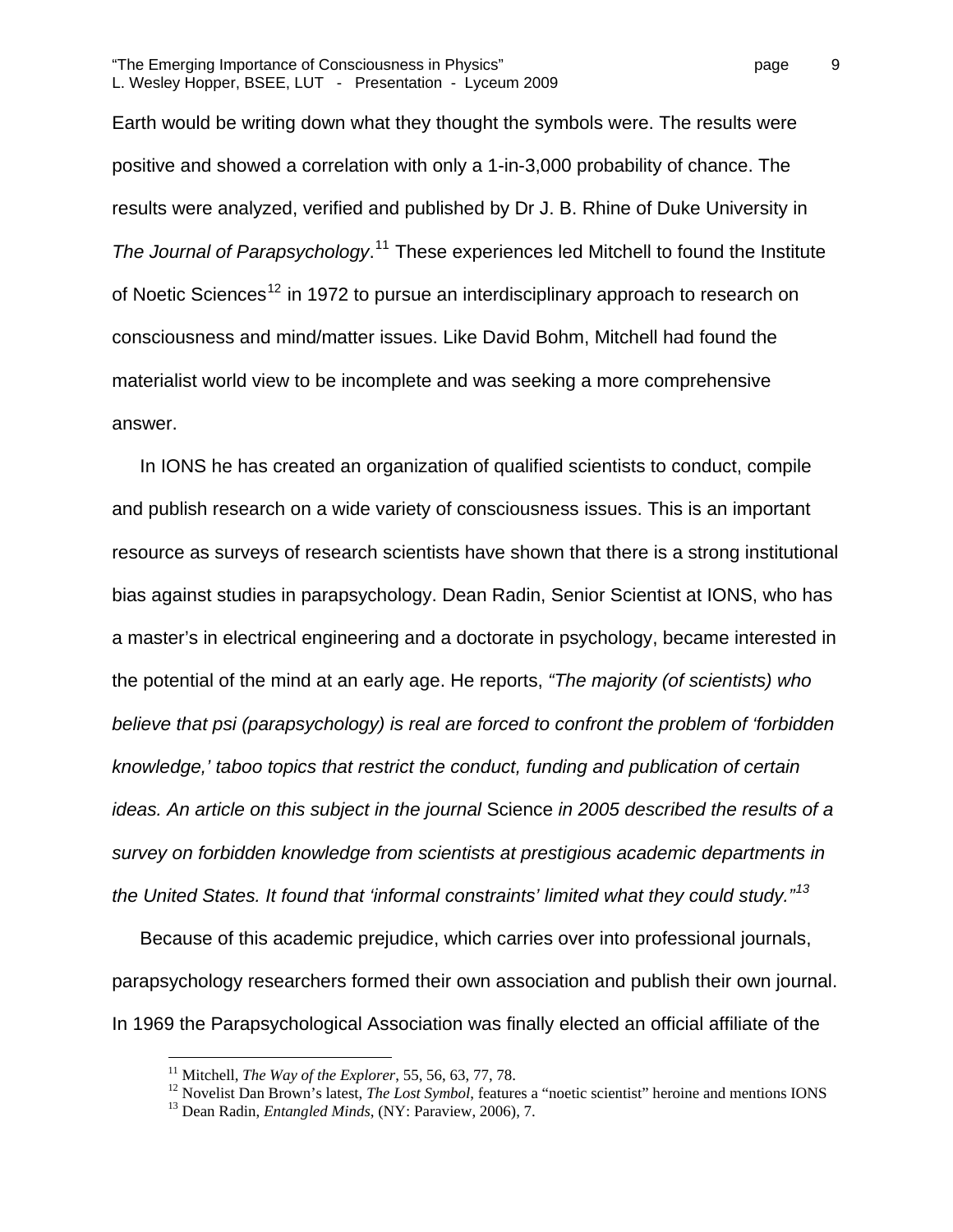Earth would be writing down what they thought the symbols were. The results were positive and showed a correlation with only a 1-in-3,000 probability of chance. The results were analyzed, verified and published by Dr J. B. Rhine of Duke University in *The Journal of Parapsychology*.[11] These experiences led Mitchell to found the Institute of Noetic Sciences[12] in 1972 to pursue an interdisciplinary approach to research on consciousness and mind/matter issues. Like David Bohm, Mitchell had found the materialist world view to be incomplete and was seeking a more comprehensive answer.

In IONS he has created an organization of qualified scientists to conduct, compile and publish research on a wide variety of consciousness issues. This is an important resource as surveys of research scientists have shown that there is a strong institutional bias against studies in parapsychology. Dean Radin, Senior Scientist at IONS, who has a master's in electrical engineering and a doctorate in psychology, became interested in the potential of the mind at an early age. He reports, *"The majority (of scientists) who believe that psi (parapsychology) is real are forced to confront the problem of 'forbidden knowledge,' taboo topics that restrict the conduct, funding and publication of certain ideas. An article on this subject in the journal* Science *in 2005 described the results of a survey on forbidden knowledge from scientists at prestigious academic departments in the United States. It found that 'informal constraints' limited what they could study."*[13]

Because of this academic prejudice, which carries over into professional journals, parapsychology researchers formed their own association and publish their own journal. In 1969 the Parapsychological Association was finally elected an official affiliate of the

---

[11] Mitchell, *The Way of the Explorer*, 55, 56, 63, 77, 78.

[12] Novelist Dan Brown's latest, *The Lost Symbol*, features a "noetic scientist" heroine and mentions IONS

[13] Dean Radin, *Entangled Minds*, (NY: Paraview, 2006), 7.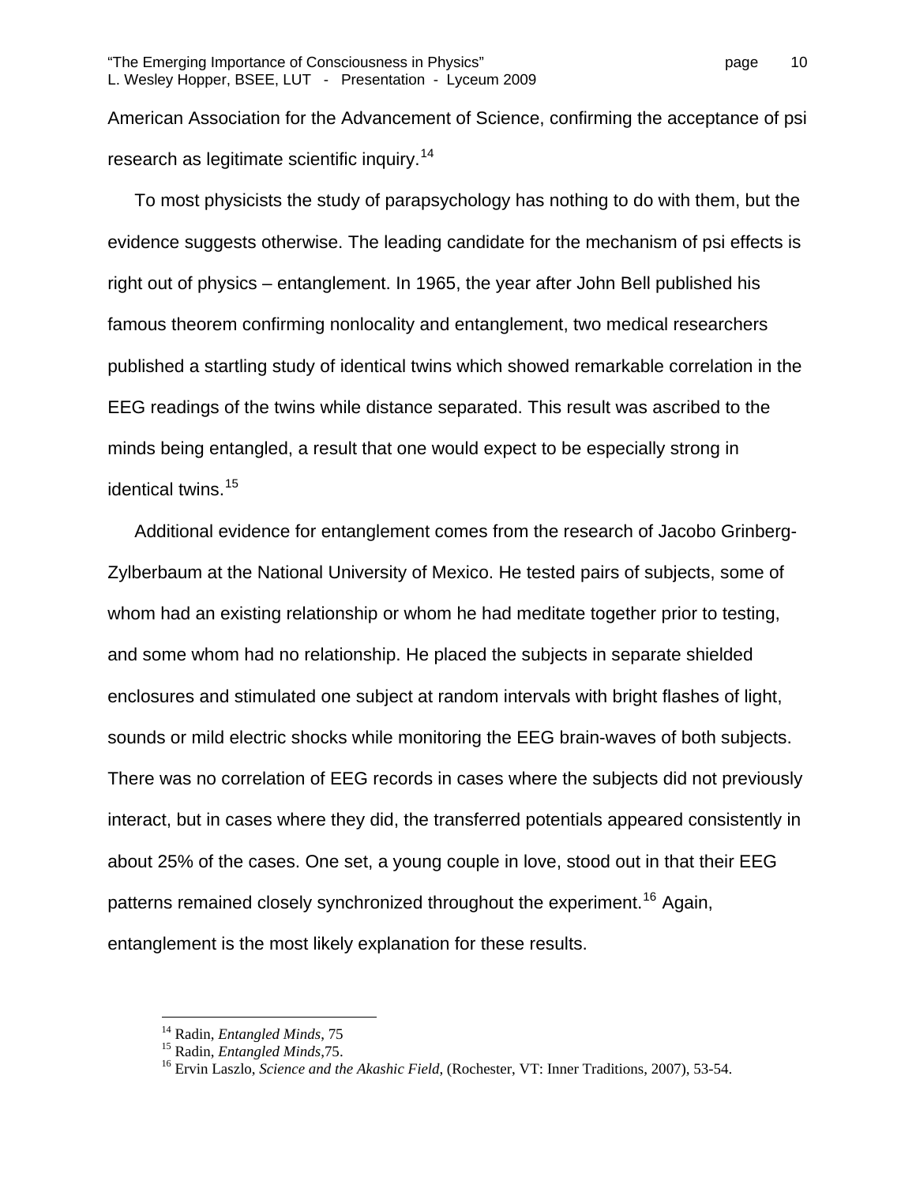American Association for the Advancement of Science, confirming the acceptance of psi research as legitimate scientific inquiry.[14]

To most physicists the study of parapsychology has nothing to do with them, but the evidence suggests otherwise. The leading candidate for the mechanism of psi effects is right out of physics – entanglement. In 1965, the year after John Bell published his famous theorem confirming nonlocality and entanglement, two medical researchers published a startling study of identical twins which showed remarkable correlation in the EEG readings of the twins while distance separated. This result was ascribed to the minds being entangled, a result that one would expect to be especially strong in identical twins.[15]

Additional evidence for entanglement comes from the research of Jacobo Grinberg-Zylberbaum at the National University of Mexico. He tested pairs of subjects, some of whom had an existing relationship or whom he had meditate together prior to testing, and some whom had no relationship. He placed the subjects in separate shielded enclosures and stimulated one subject at random intervals with bright flashes of light, sounds or mild electric shocks while monitoring the EEG brain-waves of both subjects. There was no correlation of EEG records in cases where the subjects did not previously interact, but in cases where they did, the transferred potentials appeared consistently in about 25% of the cases. One set, a young couple in love, stood out in that their EEG patterns remained closely synchronized throughout the experiment.[16] Again, entanglement is the most likely explanation for these results.

---

[14] Radin, *Entangled Minds*, 75

[15] Radin, *Entangled Minds*,75.

[16] Ervin Laszlo, *Science and the Akashic Field*, (Rochester, VT: Inner Traditions, 2007), 53-54.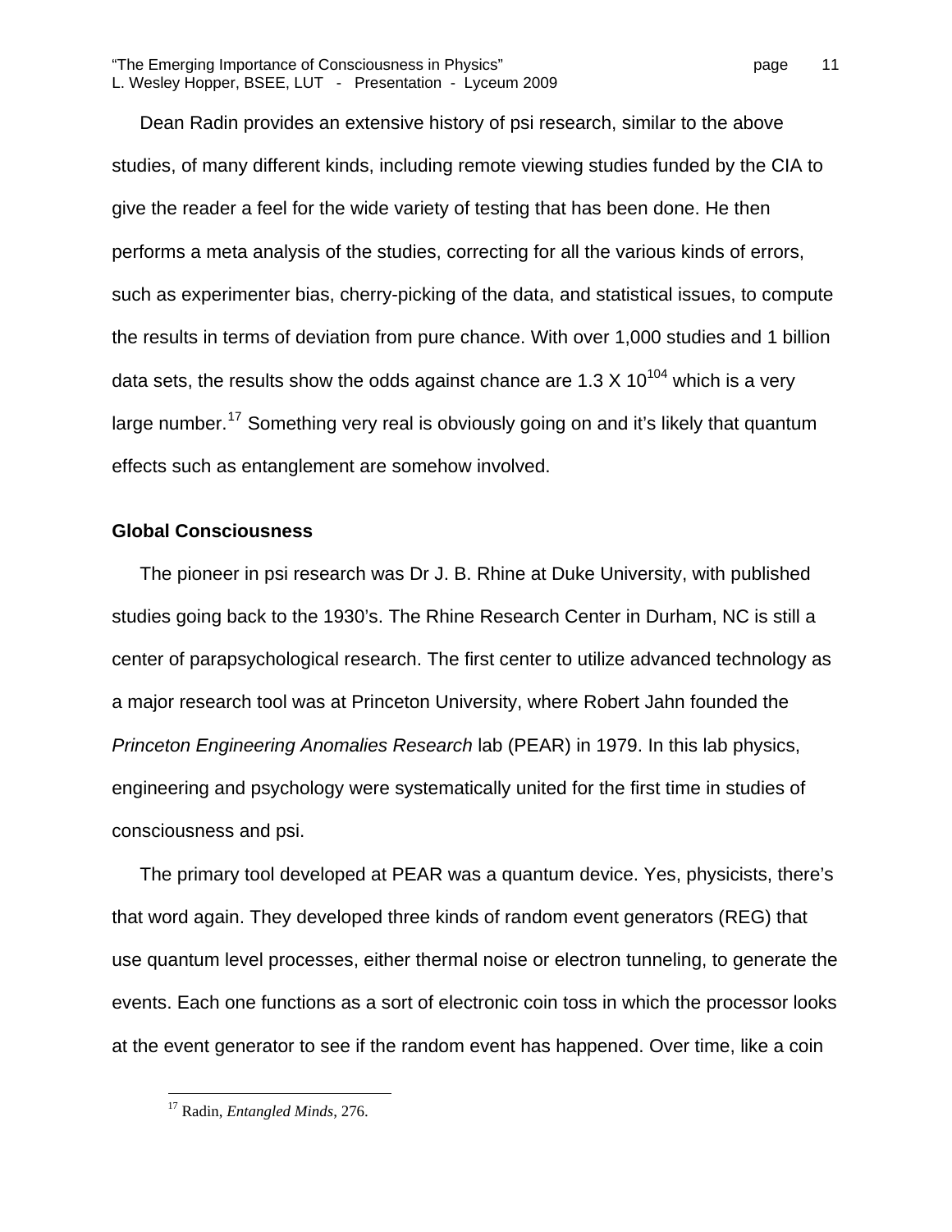Dean Radin provides an extensive history of psi research, similar to the above studies, of many different kinds, including remote viewing studies funded by the CIA to give the reader a feel for the wide variety of testing that has been done. He then performs a meta analysis of the studies, correcting for all the various kinds of errors, such as experimenter bias, cherry-picking of the data, and statistical issues, to compute the results in terms of deviation from pure chance. With over 1,000 studies and 1 billion data sets, the results show the odds against chance are $1.3 \times 10^{104}$ which is a very large number.[17] Something very real is obviously going on and it's likely that quantum effects such as entanglement are somehow involved.

## Global Consciousness

The pioneer in psi research was Dr J. B. Rhine at Duke University, with published studies going back to the 1930's. The Rhine Research Center in Durham, NC is still a center of parapsychological research. The first center to utilize advanced technology as a major research tool was at Princeton University, where Robert Jahn founded the *Princeton Engineering Anomalies Research* lab (PEAR) in 1979. In this lab physics, engineering and psychology were systematically united for the first time in studies of consciousness and psi.

The primary tool developed at PEAR was a quantum device. Yes, physicists, there's that word again. They developed three kinds of random event generators (REG) that use quantum level processes, either thermal noise or electron tunneling, to generate the events. Each one functions as a sort of electronic coin toss in which the processor looks at the event generator to see if the random event has happened. Over time, like a coin

---

[17] Radin, *Entangled Minds*, 276.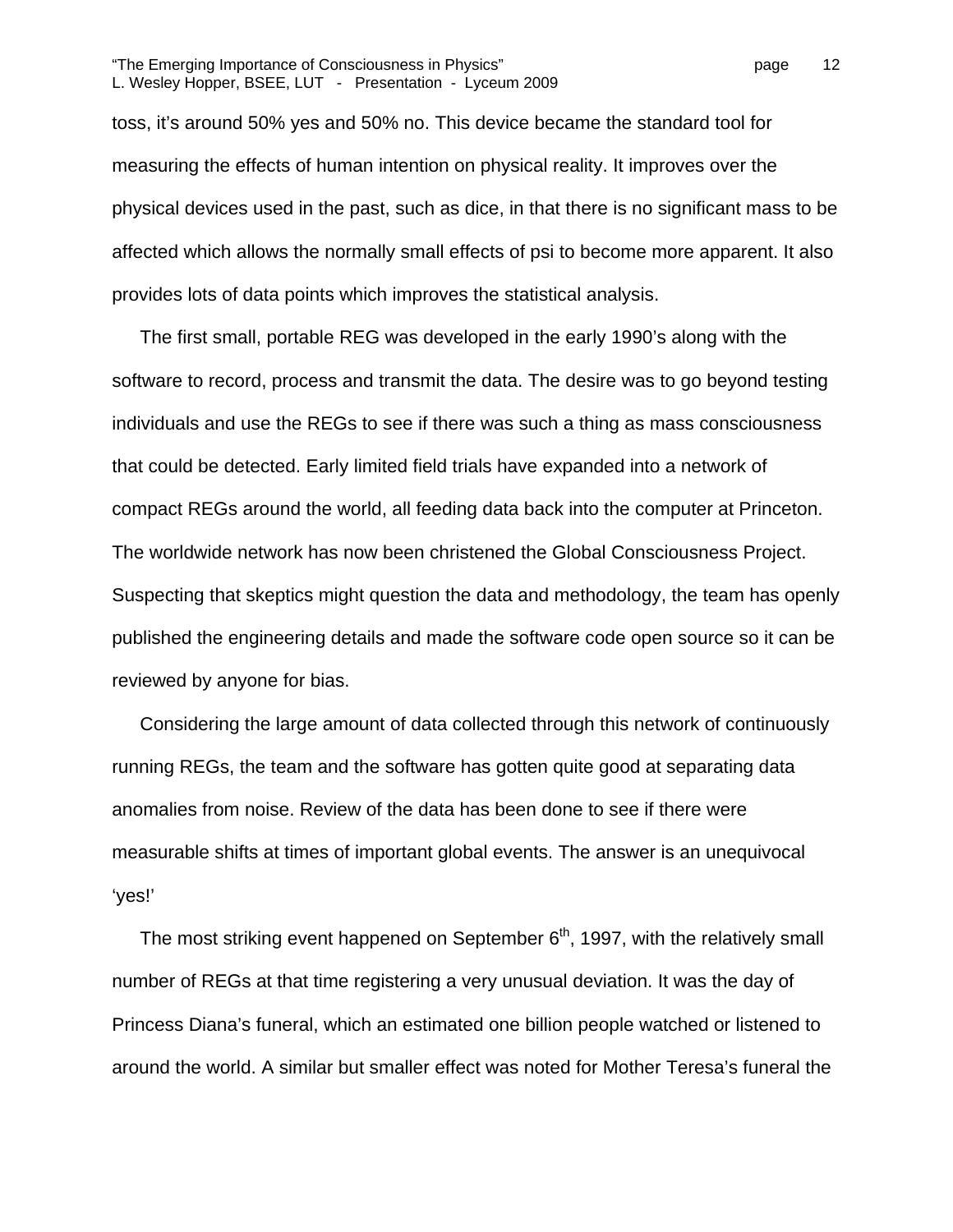toss, it's around 50% yes and 50% no. This device became the standard tool for measuring the effects of human intention on physical reality. It improves over the physical devices used in the past, such as dice, in that there is no significant mass to be affected which allows the normally small effects of psi to become more apparent. It also provides lots of data points which improves the statistical analysis.

The first small, portable REG was developed in the early 1990's along with the software to record, process and transmit the data. The desire was to go beyond testing individuals and use the REGs to see if there was such a thing as mass consciousness that could be detected. Early limited field trials have expanded into a network of compact REGs around the world, all feeding data back into the computer at Princeton. The worldwide network has now been christened the Global Consciousness Project. Suspecting that skeptics might question the data and methodology, the team has openly published the engineering details and made the software code open source so it can be reviewed by anyone for bias.

Considering the large amount of data collected through this network of continuously running REGs, the team and the software has gotten quite good at separating data anomalies from noise. Review of the data has been done to see if there were measurable shifts at times of important global events. The answer is an unequivocal 'yes!'

The most striking event happened on September 6th, 1997, with the relatively small number of REGs at that time registering a very unusual deviation. It was the day of Princess Diana's funeral, which an estimated one billion people watched or listened to around the world. A similar but smaller effect was noted for Mother Teresa's funeral the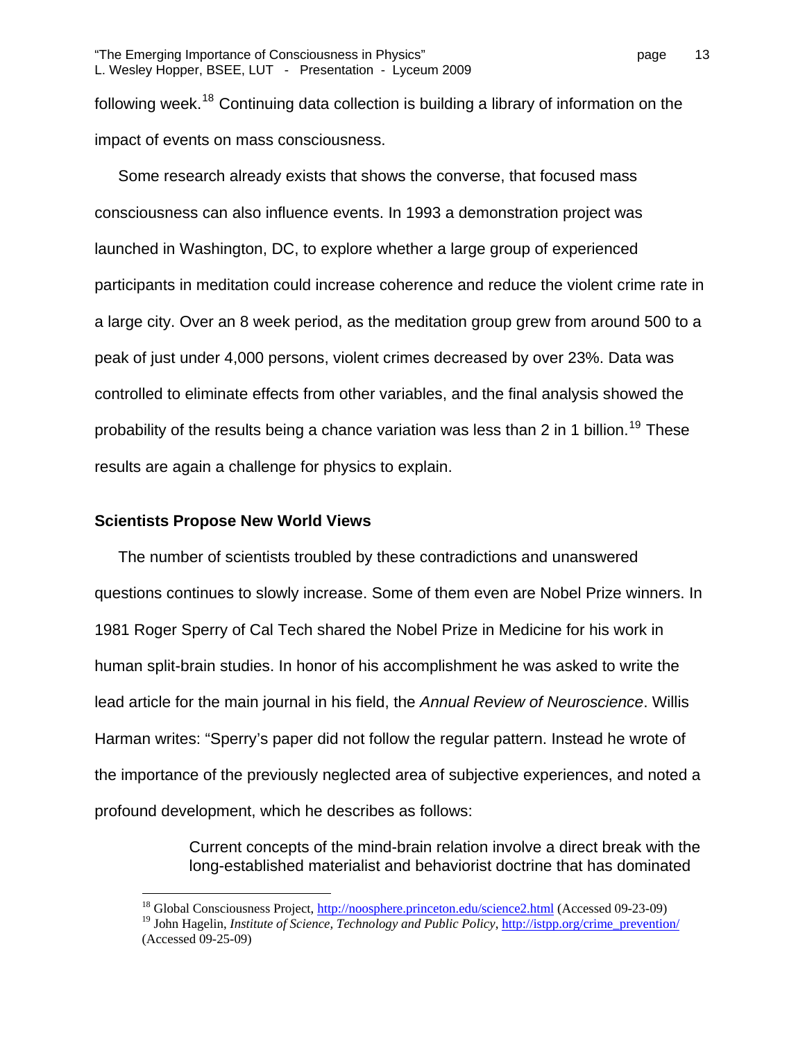following week.[18] Continuing data collection is building a library of information on the impact of events on mass consciousness.

Some research already exists that shows the converse, that focused mass consciousness can also influence events. In 1993 a demonstration project was launched in Washington, DC, to explore whether a large group of experienced participants in meditation could increase coherence and reduce the violent crime rate in a large city. Over an 8 week period, as the meditation group grew from around 500 to a peak of just under 4,000 persons, violent crimes decreased by over 23%. Data was controlled to eliminate effects from other variables, and the final analysis showed the probability of the results being a chance variation was less than 2 in 1 billion.[19] These results are again a challenge for physics to explain.

### Scientists Propose New World Views

The number of scientists troubled by these contradictions and unanswered questions continues to slowly increase. Some of them even are Nobel Prize winners. In 1981 Roger Sperry of Cal Tech shared the Nobel Prize in Medicine for his work in human split-brain studies. In honor of his accomplishment he was asked to write the lead article for the main journal in his field, the *Annual Review of Neuroscience*. Willis Harman writes: "Sperry's paper did not follow the regular pattern. Instead he wrote of the importance of the previously neglected area of subjective experiences, and noted a profound development, which he describes as follows:

> Current concepts of the mind-brain relation involve a direct break with the long-established materialist and behaviorist doctrine that has dominated

---

[18] Global Consciousness Project, http://noosphere.princeton.edu/science2.html (Accessed 09-23-09)

[19] John Hagelin, *Institute of Science, Technology and Public Policy*, http://istpp.org/crime_prevention/ (Accessed 09-25-09)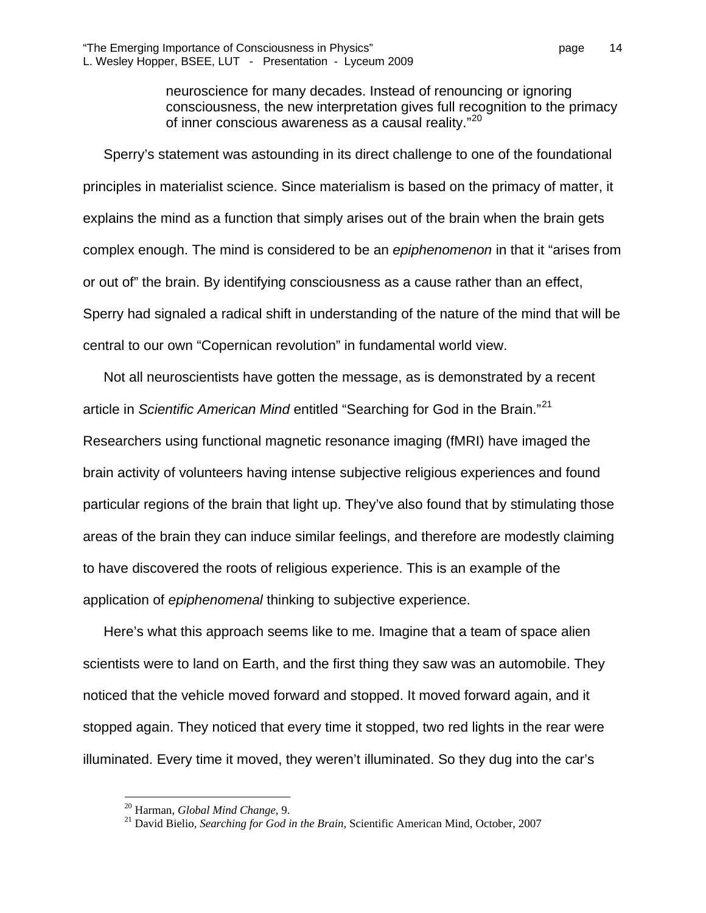> neuroscience for many decades. Instead of renouncing or ignoring consciousness, the new interpretation gives full recognition to the primacy of inner conscious awareness as a causal reality."[20]

Sperry's statement was astounding in its direct challenge to one of the foundational principles in materialist science. Since materialism is based on the primacy of matter, it explains the mind as a function that simply arises out of the brain when the brain gets complex enough. The mind is considered to be an *epiphenomenon* in that it "arises from or out of" the brain. By identifying consciousness as a cause rather than an effect, Sperry had signaled a radical shift in understanding of the nature of the mind that will be central to our own "Copernican revolution" in fundamental world view.

Not all neuroscientists have gotten the message, as is demonstrated by a recent article in *Scientific American Mind* entitled "Searching for God in the Brain."[21] Researchers using functional magnetic resonance imaging (fMRI) have imaged the brain activity of volunteers having intense subjective religious experiences and found particular regions of the brain that light up. They've also found that by stimulating those areas of the brain they can induce similar feelings, and therefore are modestly claiming to have discovered the roots of religious experience. This is an example of the application of *epiphenomenal* thinking to subjective experience.

Here's what this approach seems like to me. Imagine that a team of space alien scientists were to land on Earth, and the first thing they saw was an automobile. They noticed that the vehicle moved forward and stopped. It moved forward again, and it stopped again. They noticed that every time it stopped, two red lights in the rear were illuminated. Every time it moved, they weren't illuminated. So they dug into the car's

---

[20] Harman, *Global Mind Change*, 9.

[21] David Bielio, *Searching for God in the Brain*, Scientific American Mind, October, 2007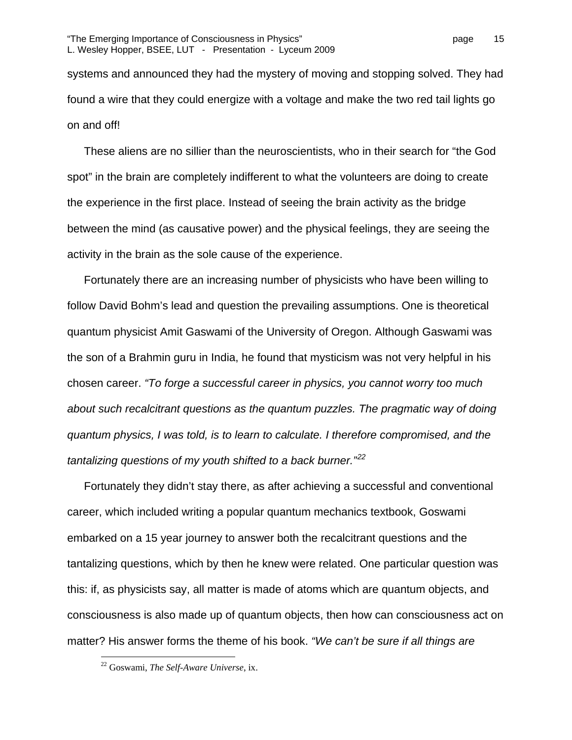systems and announced they had the mystery of moving and stopping solved. They had found a wire that they could energize with a voltage and make the two red tail lights go on and off!

These aliens are no sillier than the neuroscientists, who in their search for "the God spot" in the brain are completely indifferent to what the volunteers are doing to create the experience in the first place. Instead of seeing the brain activity as the bridge between the mind (as causative power) and the physical feelings, they are seeing the activity in the brain as the sole cause of the experience.

Fortunately there are an increasing number of physicists who have been willing to follow David Bohm's lead and question the prevailing assumptions. One is theoretical quantum physicist Amit Gaswami of the University of Oregon. Although Gaswami was the son of a Brahmin guru in India, he found that mysticism was not very helpful in his chosen career. *"To forge a successful career in physics, you cannot worry too much about such recalcitrant questions as the quantum puzzles. The pragmatic way of doing quantum physics, I was told, is to learn to calculate. I therefore compromised, and the tantalizing questions of my youth shifted to a back burner."*[22]

Fortunately they didn't stay there, as after achieving a successful and conventional career, which included writing a popular quantum mechanics textbook, Goswami embarked on a 15 year journey to answer both the recalcitrant questions and the tantalizing questions, which by then he knew were related. One particular question was this: if, as physicists say, all matter is made of atoms which are quantum objects, and consciousness is also made up of quantum objects, then how can consciousness act on matter? His answer forms the theme of his book. *"We can't be sure if all things are*

---

[22] Goswami, *The Self-Aware Universe*, ix.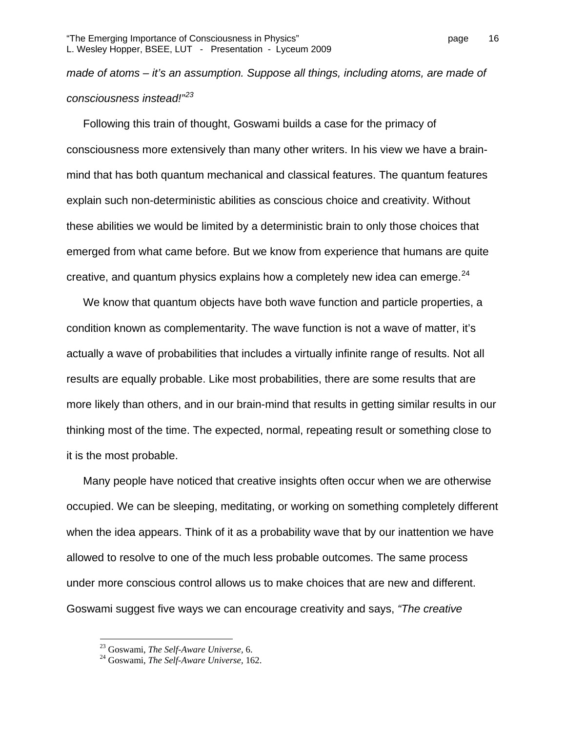*made of atoms – it's an assumption. Suppose all things, including atoms, are made of consciousness instead!"*[23]

Following this train of thought, Goswami builds a case for the primacy of consciousness more extensively than many other writers. In his view we have a brain-mind that has both quantum mechanical and classical features. The quantum features explain such non-deterministic abilities as conscious choice and creativity. Without these abilities we would be limited by a deterministic brain to only those choices that emerged from what came before. But we know from experience that humans are quite creative, and quantum physics explains how a completely new idea can emerge.[24]

We know that quantum objects have both wave function and particle properties, a condition known as complementarity. The wave function is not a wave of matter, it's actually a wave of probabilities that includes a virtually infinite range of results. Not all results are equally probable. Like most probabilities, there are some results that are more likely than others, and in our brain-mind that results in getting similar results in our thinking most of the time. The expected, normal, repeating result or something close to it is the most probable.

Many people have noticed that creative insights often occur when we are otherwise occupied. We can be sleeping, meditating, or working on something completely different when the idea appears. Think of it as a probability wave that by our inattention we have allowed to resolve to one of the much less probable outcomes. The same process under more conscious control allows us to make choices that are new and different. Goswami suggest five ways we can encourage creativity and says, *"The creative*

---

[23] Goswami, *The Self-Aware Universe,* 6.

[24] Goswami, *The Self-Aware Universe,* 162.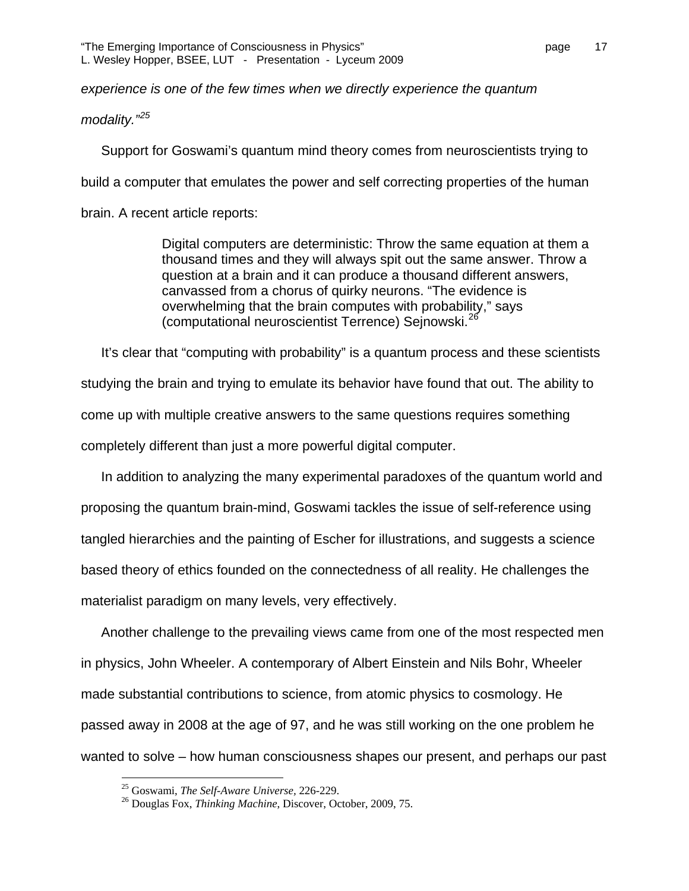*experience is one of the few times when we directly experience the quantum modality."*[25]

Support for Goswami's quantum mind theory comes from neuroscientists trying to build a computer that emulates the power and self correcting properties of the human brain. A recent article reports:

> Digital computers are deterministic: Throw the same equation at them a thousand times and they will always spit out the same answer. Throw a question at a brain and it can produce a thousand different answers, canvassed from a chorus of quirky neurons. "The evidence is overwhelming that the brain computes with probability," says (computational neuroscientist Terrence) Sejnowski.[26]

It's clear that "computing with probability" is a quantum process and these scientists studying the brain and trying to emulate its behavior have found that out. The ability to come up with multiple creative answers to the same questions requires something completely different than just a more powerful digital computer.

In addition to analyzing the many experimental paradoxes of the quantum world and proposing the quantum brain-mind, Goswami tackles the issue of self-reference using tangled hierarchies and the painting of Escher for illustrations, and suggests a science based theory of ethics founded on the connectedness of all reality. He challenges the materialist paradigm on many levels, very effectively.

Another challenge to the prevailing views came from one of the most respected men in physics, John Wheeler. A contemporary of Albert Einstein and Nils Bohr, Wheeler made substantial contributions to science, from atomic physics to cosmology. He passed away in 2008 at the age of 97, and he was still working on the one problem he wanted to solve – how human consciousness shapes our present, and perhaps our past

---

[25] Goswami, *The Self-Aware Universe*, 226-229.

[26] Douglas Fox, *Thinking Machine*, Discover, October, 2009, 75.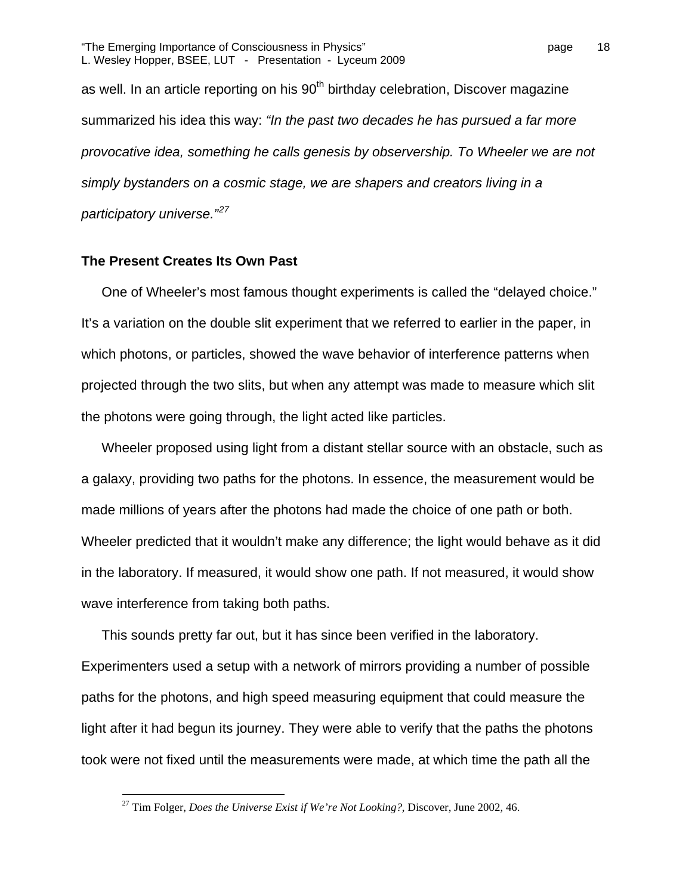as well. In an article reporting on his 90th birthday celebration, Discover magazine summarized his idea this way: *"In the past two decades he has pursued a far more provocative idea, something he calls genesis by observership. To Wheeler we are not simply bystanders on a cosmic stage, we are shapers and creators living in a participatory universe."*[27]

**The Present Creates Its Own Past**

One of Wheeler's most famous thought experiments is called the "delayed choice." It's a variation on the double slit experiment that we referred to earlier in the paper, in which photons, or particles, showed the wave behavior of interference patterns when projected through the two slits, but when any attempt was made to measure which slit the photons were going through, the light acted like particles.

Wheeler proposed using light from a distant stellar source with an obstacle, such as a galaxy, providing two paths for the photons. In essence, the measurement would be made millions of years after the photons had made the choice of one path or both. Wheeler predicted that it wouldn't make any difference; the light would behave as it did in the laboratory. If measured, it would show one path. If not measured, it would show wave interference from taking both paths.

This sounds pretty far out, but it has since been verified in the laboratory. Experimenters used a setup with a network of mirrors providing a number of possible paths for the photons, and high speed measuring equipment that could measure the light after it had begun its journey. They were able to verify that the paths the photons took were not fixed until the measurements were made, at which time the path all the

[27] Tim Folger, *Does the Universe Exist if We're Not Looking?*, Discover, June 2002, 46.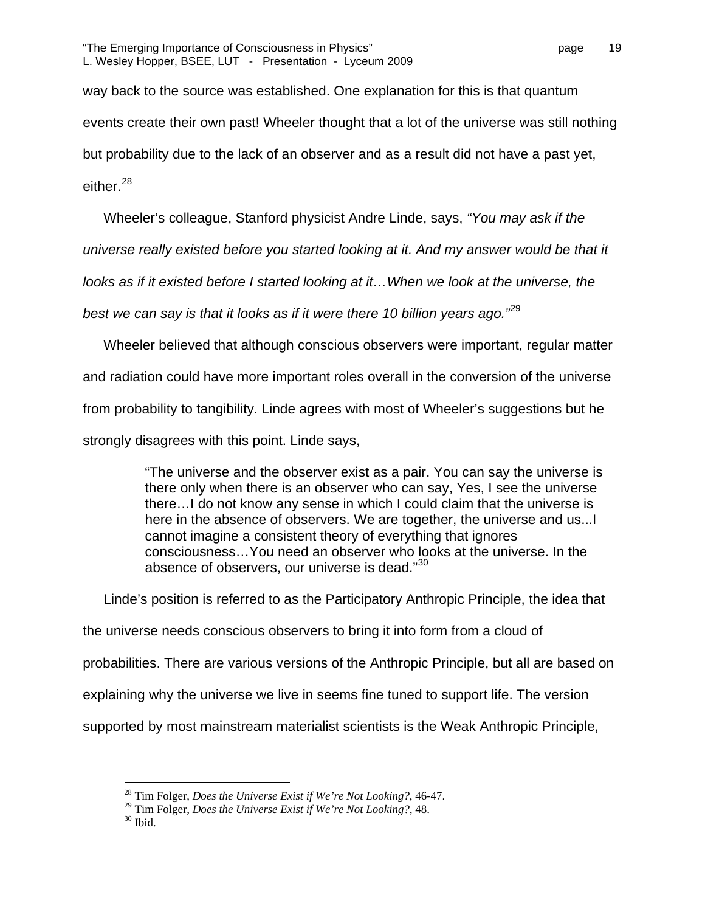way back to the source was established. One explanation for this is that quantum events create their own past! Wheeler thought that a lot of the universe was still nothing but probability due to the lack of an observer and as a result did not have a past yet, either.[28]

Wheeler's colleague, Stanford physicist Andre Linde, says, *"You may ask if the universe really existed before you started looking at it. And my answer would be that it looks as if it existed before I started looking at it…When we look at the universe, the best we can say is that it looks as if it were there 10 billion years ago."*[29]

Wheeler believed that although conscious observers were important, regular matter and radiation could have more important roles overall in the conversion of the universe from probability to tangibility. Linde agrees with most of Wheeler's suggestions but he strongly disagrees with this point. Linde says,

> "The universe and the observer exist as a pair. You can say the universe is there only when there is an observer who can say, Yes, I see the universe there…I do not know any sense in which I could claim that the universe is here in the absence of observers. We are together, the universe and us...I cannot imagine a consistent theory of everything that ignores consciousness…You need an observer who looks at the universe. In the absence of observers, our universe is dead."[30]

Linde's position is referred to as the Participatory Anthropic Principle, the idea that the universe needs conscious observers to bring it into form from a cloud of probabilities. There are various versions of the Anthropic Principle, but all are based on explaining why the universe we live in seems fine tuned to support life. The version supported by most mainstream materialist scientists is the Weak Anthropic Principle,

---

[28] Tim Folger, *Does the Universe Exist if We're Not Looking?*, 46-47.

[29] Tim Folger, *Does the Universe Exist if We're Not Looking?*, 48.

[30] Ibid.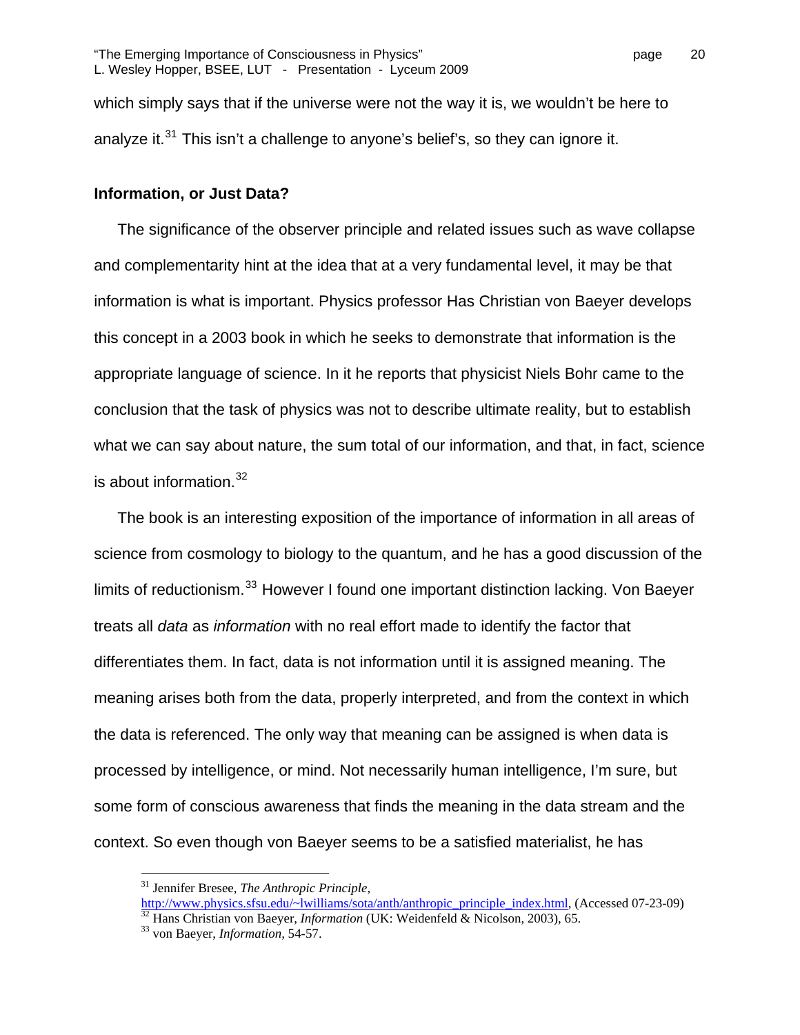which simply says that if the universe were not the way it is, we wouldn't be here to analyze it.[31] This isn't a challenge to anyone's belief's, so they can ignore it.

### Information, or Just Data?

The significance of the observer principle and related issues such as wave collapse and complementarity hint at the idea that at a very fundamental level, it may be that information is what is important. Physics professor Has Christian von Baeyer develops this concept in a 2003 book in which he seeks to demonstrate that information is the appropriate language of science. In it he reports that physicist Niels Bohr came to the conclusion that the task of physics was not to describe ultimate reality, but to establish what we can say about nature, the sum total of our information, and that, in fact, science is about information.[32]

The book is an interesting exposition of the importance of information in all areas of science from cosmology to biology to the quantum, and he has a good discussion of the limits of reductionism.[33] However I found one important distinction lacking. Von Baeyer treats all *data* as *information* with no real effort made to identify the factor that differentiates them. In fact, data is not information until it is assigned meaning. The meaning arises both from the data, properly interpreted, and from the context in which the data is referenced. The only way that meaning can be assigned is when data is processed by intelligence, or mind. Not necessarily human intelligence, I'm sure, but some form of conscious awareness that finds the meaning in the data stream and the context. So even though von Baeyer seems to be a satisfied materialist, he has

---

[31] Jennifer Bresee, *The Anthropic Principle*, http://www.physics.sfsu.edu/~lwilliams/sota/anth/anthropic_principle_index.html, (Accessed 07-23-09)

[32] Hans Christian von Baeyer, *Information* (UK: Weidenfeld & Nicolson, 2003), 65.

[33] von Baeyer, *Information*, 54-57.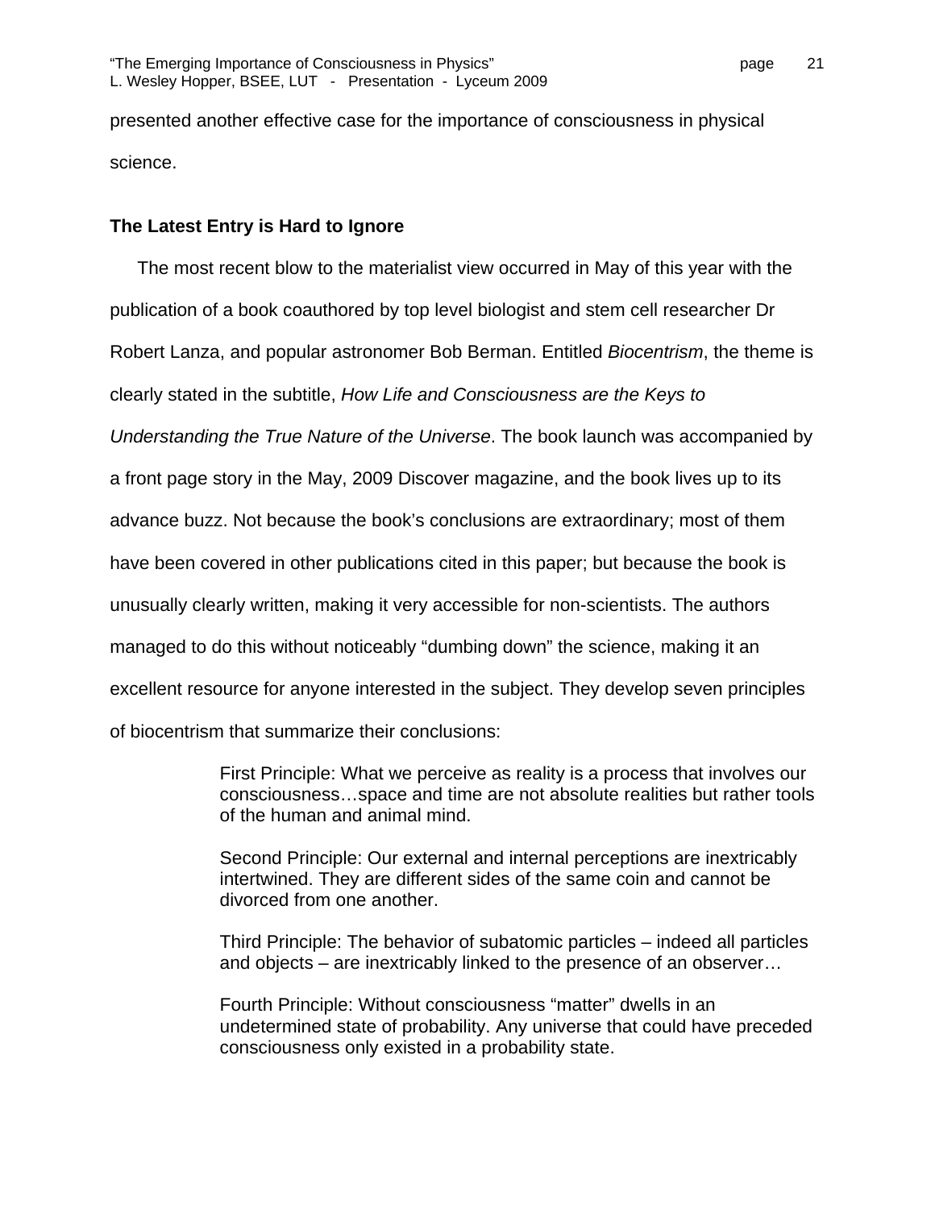presented another effective case for the importance of consciousness in physical science.

### The Latest Entry is Hard to Ignore

The most recent blow to the materialist view occurred in May of this year with the publication of a book coauthored by top level biologist and stem cell researcher Dr Robert Lanza, and popular astronomer Bob Berman. Entitled *Biocentrism*, the theme is clearly stated in the subtitle, *How Life and Consciousness are the Keys to Understanding the True Nature of the Universe*. The book launch was accompanied by a front page story in the May, 2009 Discover magazine, and the book lives up to its advance buzz. Not because the book's conclusions are extraordinary; most of them have been covered in other publications cited in this paper; but because the book is unusually clearly written, making it very accessible for non-scientists. The authors managed to do this without noticeably "dumbing down" the science, making it an excellent resource for anyone interested in the subject. They develop seven principles of biocentrism that summarize their conclusions:

> First Principle: What we perceive as reality is a process that involves our consciousness…space and time are not absolute realities but rather tools of the human and animal mind.
>
> Second Principle: Our external and internal perceptions are inextricably intertwined. They are different sides of the same coin and cannot be divorced from one another.
>
> Third Principle: The behavior of subatomic particles – indeed all particles and objects – are inextricably linked to the presence of an observer…
>
> Fourth Principle: Without consciousness "matter" dwells in an undetermined state of probability. Any universe that could have preceded consciousness only existed in a probability state.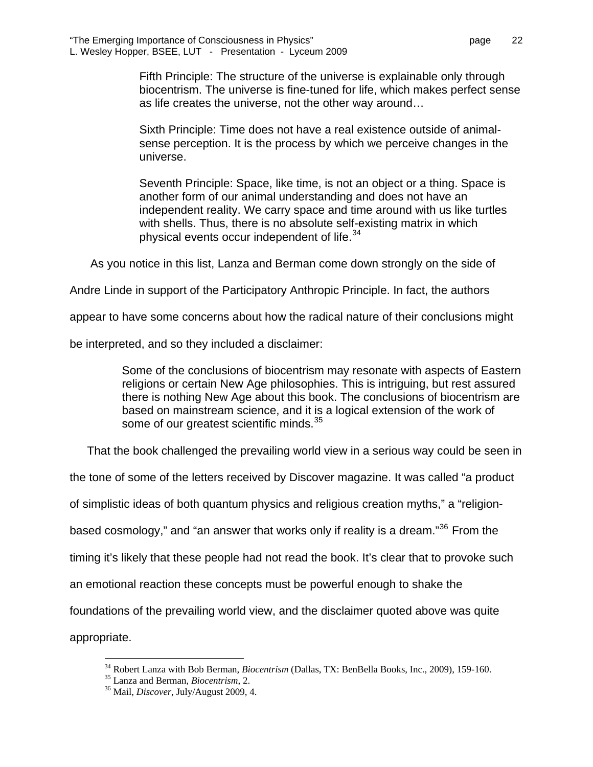> Fifth Principle: The structure of the universe is explainable only through biocentrism. The universe is fine-tuned for life, which makes perfect sense as life creates the universe, not the other way around…
>
> Sixth Principle: Time does not have a real existence outside of animal-sense perception. It is the process by which we perceive changes in the universe.
>
> Seventh Principle: Space, like time, is not an object or a thing. Space is another form of our animal understanding and does not have an independent reality. We carry space and time around with us like turtles with shells. Thus, there is no absolute self-existing matrix in which physical events occur independent of life.[34]

As you notice in this list, Lanza and Berman come down strongly on the side of Andre Linde in support of the Participatory Anthropic Principle. In fact, the authors appear to have some concerns about how the radical nature of their conclusions might be interpreted, and so they included a disclaimer:

> Some of the conclusions of biocentrism may resonate with aspects of Eastern religions or certain New Age philosophies. This is intriguing, but rest assured there is nothing New Age about this book. The conclusions of biocentrism are based on mainstream science, and it is a logical extension of the work of some of our greatest scientific minds.[35]

That the book challenged the prevailing world view in a serious way could be seen in the tone of some of the letters received by Discover magazine. It was called "a product of simplistic ideas of both quantum physics and religious creation myths," a "religion-based cosmology," and "an answer that works only if reality is a dream."[36] From the timing it's likely that these people had not read the book. It's clear that to provoke such an emotional reaction these concepts must be powerful enough to shake the foundations of the prevailing world view, and the disclaimer quoted above was quite appropriate.

---

[34] Robert Lanza with Bob Berman, *Biocentrism* (Dallas, TX: BenBella Books, Inc., 2009), 159-160.

[35] Lanza and Berman, *Biocentrism*, 2.

[36] Mail, *Discover*, July/August 2009, 4.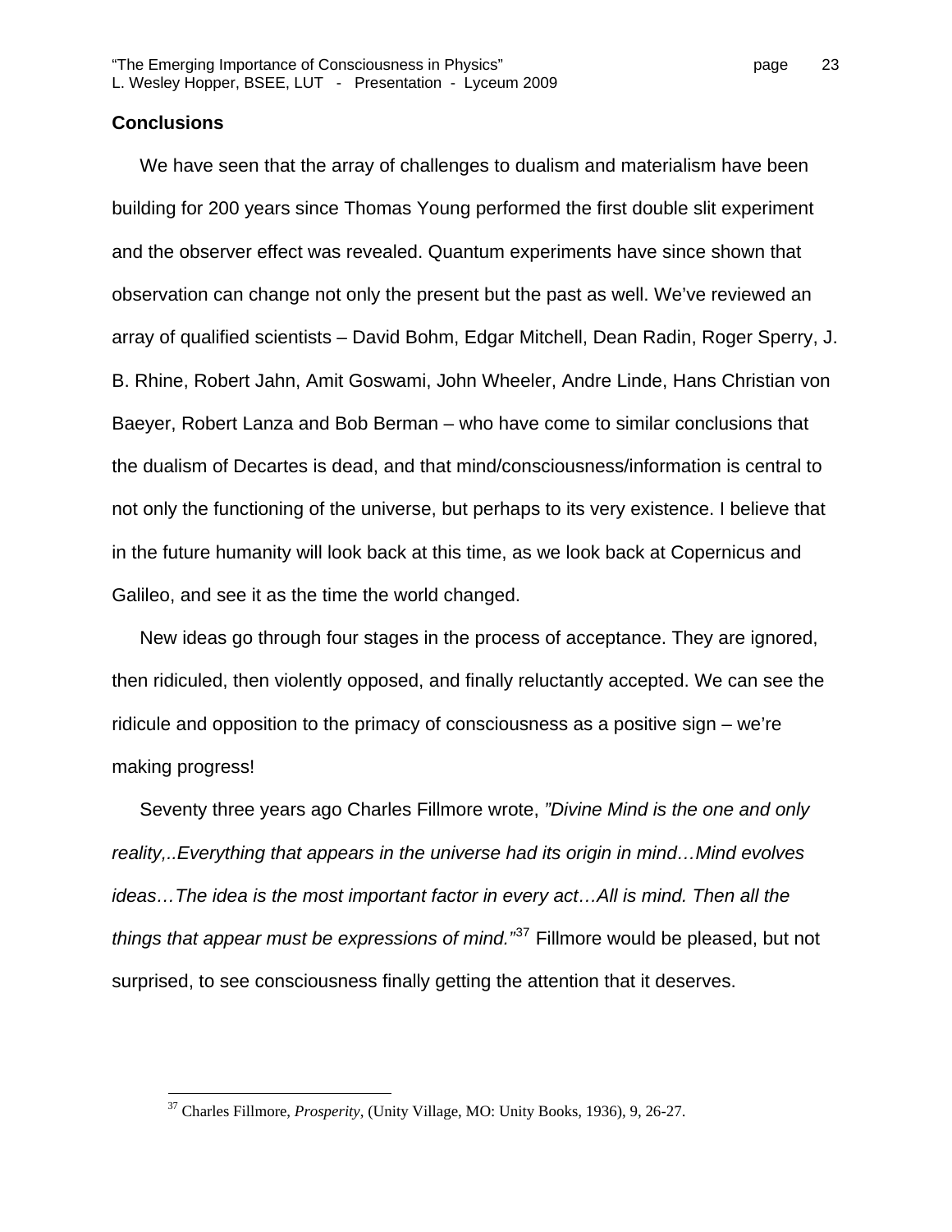## Conclusions

We have seen that the array of challenges to dualism and materialism have been building for 200 years since Thomas Young performed the first double slit experiment and the observer effect was revealed. Quantum experiments have since shown that observation can change not only the present but the past as well. We've reviewed an array of qualified scientists – David Bohm, Edgar Mitchell, Dean Radin, Roger Sperry, J. B. Rhine, Robert Jahn, Amit Goswami, John Wheeler, Andre Linde, Hans Christian von Baeyer, Robert Lanza and Bob Berman – who have come to similar conclusions that the dualism of Decartes is dead, and that mind/consciousness/information is central to not only the functioning of the universe, but perhaps to its very existence. I believe that in the future humanity will look back at this time, as we look back at Copernicus and Galileo, and see it as the time the world changed.

New ideas go through four stages in the process of acceptance. They are ignored, then ridiculed, then violently opposed, and finally reluctantly accepted. We can see the ridicule and opposition to the primacy of consciousness as a positive sign – we're making progress!

Seventy three years ago Charles Fillmore wrote, *"Divine Mind is the one and only reality,..Everything that appears in the universe had its origin in mind…Mind evolves ideas…The idea is the most important factor in every act…All is mind. Then all the things that appear must be expressions of mind."*[37] Fillmore would be pleased, but not surprised, to see consciousness finally getting the attention that it deserves.

---

[37] Charles Fillmore, *Prosperity*, (Unity Village, MO: Unity Books, 1936), 9, 26-27.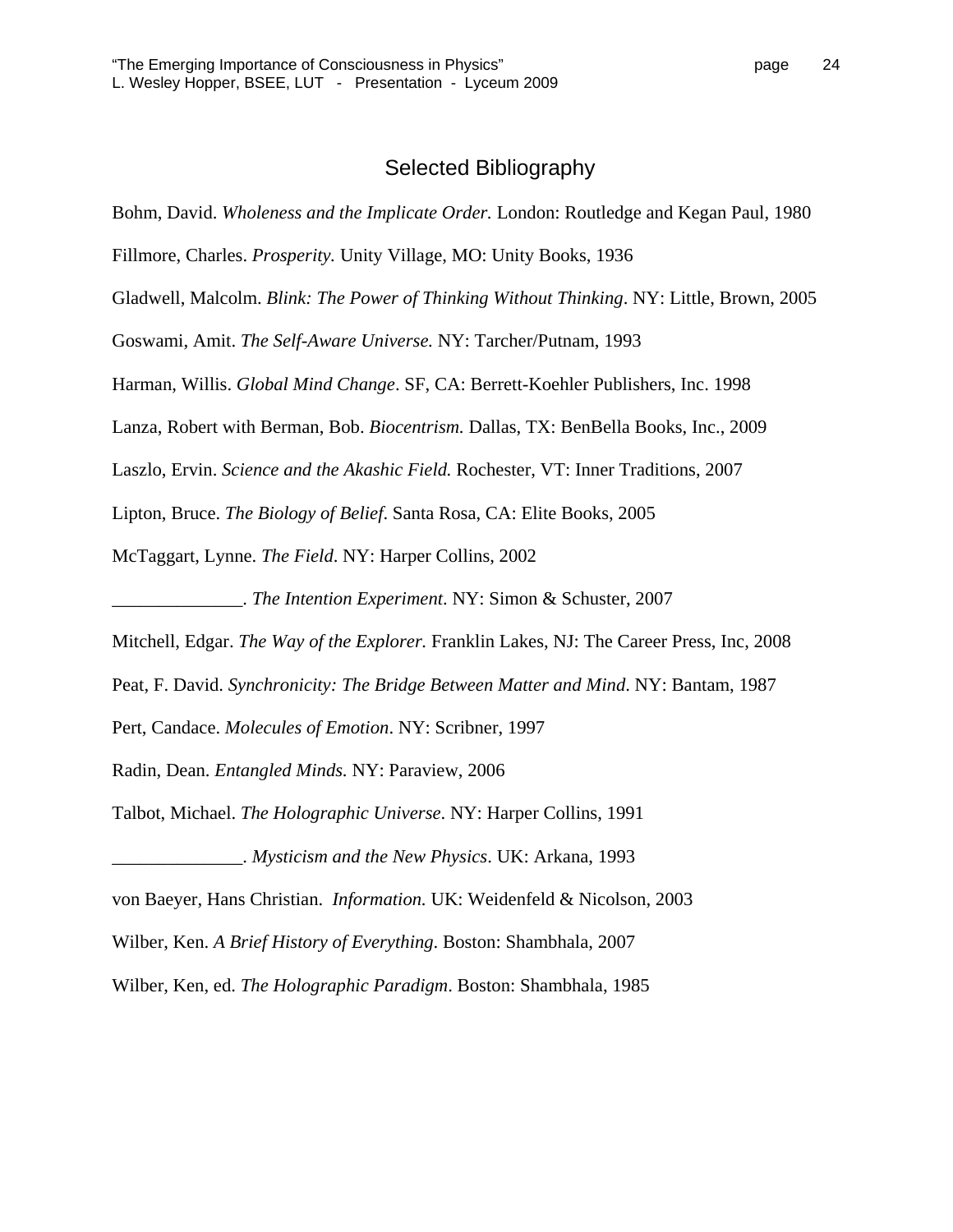## Selected Bibliography

Bohm, David. *Wholeness and the Implicate Order.* London: Routledge and Kegan Paul, 1980

Fillmore, Charles. *Prosperity.* Unity Village, MO: Unity Books, 1936

Gladwell, Malcolm. *Blink: The Power of Thinking Without Thinking*. NY: Little, Brown, 2005

Goswami, Amit. *The Self-Aware Universe.* NY: Tarcher/Putnam, 1993

Harman, Willis. *Global Mind Change*. SF, CA: Berrett-Koehler Publishers, Inc. 1998

Lanza, Robert with Berman, Bob. *Biocentrism.* Dallas, TX: BenBella Books, Inc., 2009

Laszlo, Ervin. *Science and the Akashic Field.* Rochester, VT: Inner Traditions, 2007

Lipton, Bruce. *The Biology of Belief*. Santa Rosa, CA: Elite Books, 2005

McTaggart, Lynne. *The Field*. NY: Harper Collins, 2002

______________. *The Intention Experiment*. NY: Simon & Schuster, 2007

Mitchell, Edgar. *The Way of the Explorer.* Franklin Lakes, NJ: The Career Press, Inc, 2008

Peat, F. David. *Synchronicity: The Bridge Between Matter and Mind*. NY: Bantam, 1987

Pert, Candace. *Molecules of Emotion*. NY: Scribner, 1997

Radin, Dean. *Entangled Minds.* NY: Paraview, 2006

Talbot, Michael. *The Holographic Universe*. NY: Harper Collins, 1991

______________. *Mysticism and the New Physics*. UK: Arkana, 1993

von Baeyer, Hans Christian. *Information.* UK: Weidenfeld & Nicolson, 2003

Wilber, Ken. *A Brief History of Everything*. Boston: Shambhala, 2007

Wilber, Ken, ed. *The Holographic Paradigm*. Boston: Shambhala, 1985